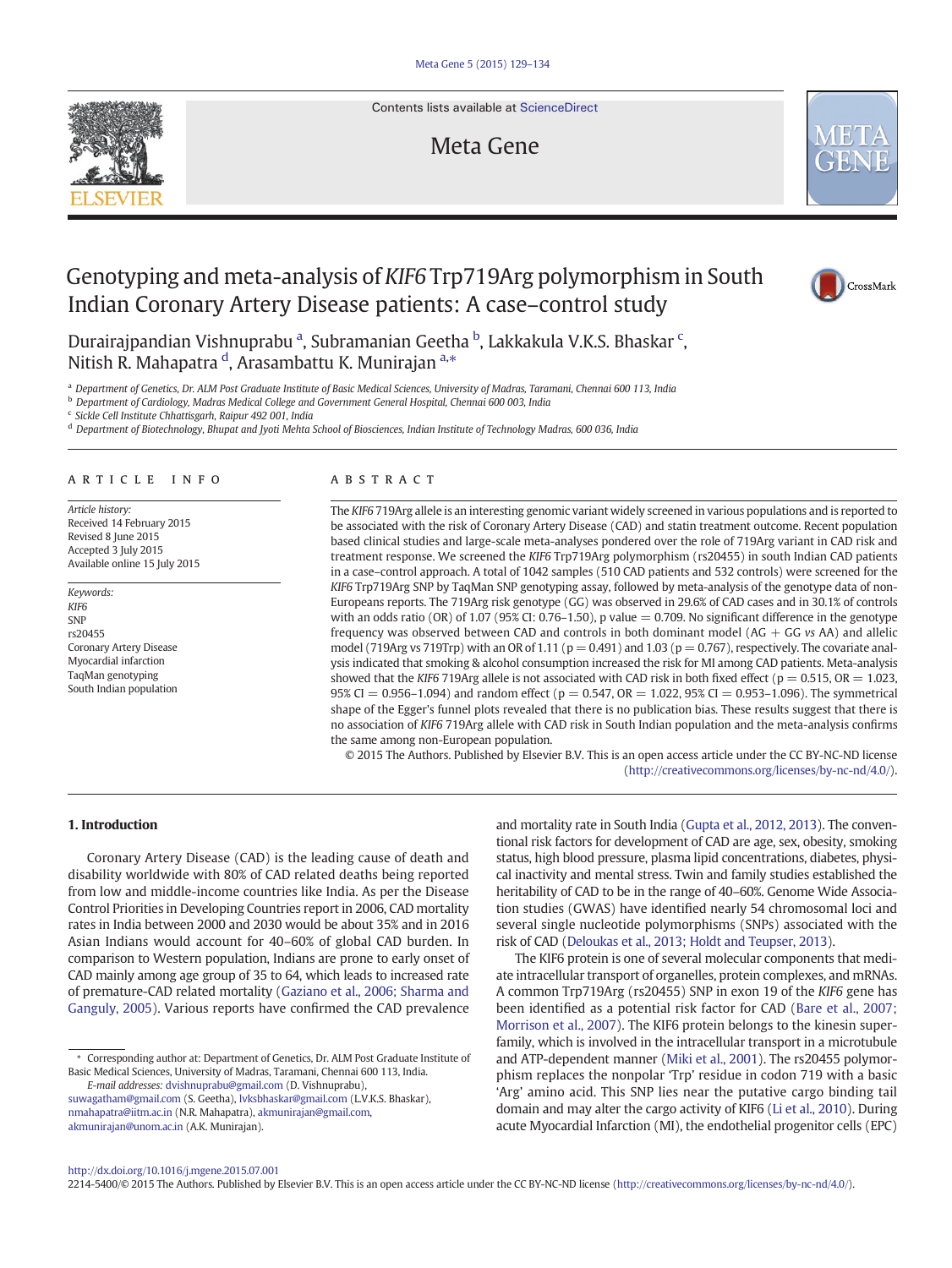# Genotyping and meta-analysis of *KIF6* Trp719Arg polymorphism in South Indian Coronary Artery Disease patients: A case–control study

Durairajpandian Vishnuprabu [a], Subramanian Geetha [b], Lakkakula V.K.S. Bhaskar [c], Nitish R. Mahapatra [d], Arasambattu K. Munirajan [a,*]

[a] Department of Genetics, Dr. ALM Post Graduate Institute of Basic Medical Sciences, University of Madras, Taramani, Chennai 600 113, India
[b] Department of Cardiology, Madras Medical College and Government General Hospital, Chennai 600 003, India
[c] Sickle Cell Institute Chhattisgarh, Raipur 492 001, India
[d] Department of Biotechnology, Bhupat and Jyoti Mehta School of Biosciences, Indian Institute of Technology Madras, 600 036, India

## ARTICLE INFO

*Article history:*
Received 14 February 2015
Revised 8 June 2015
Accepted 3 July 2015
Available online 15 July 2015

*Keywords:*
*KIF6*
SNP
rs20455
Coronary Artery Disease
Myocardial infarction
TaqMan genotyping
South Indian population

## ABSTRACT

The *KIF6* 719Arg allele is an interesting genomic variant widely screened in various populations and is reported to be associated with the risk of Coronary Artery Disease (CAD) and statin treatment outcome. Recent population based clinical studies and large-scale meta-analyses pondered over the role of 719Arg variant in CAD risk and treatment response. We screened the *KIF6* Trp719Arg polymorphism (rs20455) in south Indian CAD patients in a case–control approach. A total of 1042 samples (510 CAD patients and 532 controls) were screened for the *KIF6* Trp719Arg SNP by TaqMan SNP genotyping assay, followed by meta-analysis of the genotype data of non-Europeans reports. The 719Arg risk genotype (GG) was observed in 29.6% of CAD cases and in 30.1% of controls with an odds ratio (OR) of 1.07 (95% CI: 0.76–1.50), p value = 0.709. No significant difference in the genotype frequency was observed between CAD and controls in both dominant model (AG + GG *vs* AA) and allelic model (719Arg vs 719Trp) with an OR of 1.11 (p = 0.491) and 1.03 (p = 0.767), respectively. The covariate analysis indicated that smoking & alcohol consumption increased the risk for MI among CAD patients. Meta-analysis showed that the *KIF6* 719Arg allele is not associated with CAD risk in both fixed effect (p = 0.515, OR = 1.023, 95% CI = 0.956–1.094) and random effect (p = 0.547, OR = 1.022, 95% CI = 0.953–1.096). The symmetrical shape of the Egger's funnel plots revealed that there is no publication bias. These results suggest that there is no association of *KIF6* 719Arg allele with CAD risk in South Indian population and the meta-analysis confirms the same among non-European population.

© 2015 The Authors. Published by Elsevier B.V. This is an open access article under the CC BY-NC-ND license (http://creativecommons.org/licenses/by-nc-nd/4.0/).

## 1. Introduction

Coronary Artery Disease (CAD) is the leading cause of death and disability worldwide with 80% of CAD related deaths being reported from low and middle-income countries like India. As per the Disease Control Priorities in Developing Countries report in 2006, CAD mortality rates in India between 2000 and 2030 would be about 35% and in 2016 Asian Indians would account for 40–60% of global CAD burden. In comparison to Western population, Indians are prone to early onset of CAD mainly among age group of 35 to 64, which leads to increased rate of premature-CAD related mortality (Gaziano et al., 2006; Sharma and Ganguly, 2005). Various reports have confirmed the CAD prevalence and mortality rate in South India (Gupta et al., 2012, 2013). The conventional risk factors for development of CAD are age, sex, obesity, smoking status, high blood pressure, plasma lipid concentrations, diabetes, physical inactivity and mental stress. Twin and family studies established the heritability of CAD to be in the range of 40–60%. Genome Wide Association studies (GWAS) have identified nearly 54 chromosomal loci and several single nucleotide polymorphisms (SNPs) associated with the risk of CAD (Deloukas et al., 2013; Holdt and Teupser, 2013).

The KIF6 protein is one of several molecular components that mediate intracellular transport of organelles, protein complexes, and mRNAs. A common Trp719Arg (rs20455) SNP in exon 19 of the *KIF6* gene has been identified as a potential risk factor for CAD (Bare et al., 2007; Morrison et al., 2007). The KIF6 protein belongs to the kinesin superfamily, which is involved in the intracellular transport in a microtubule and ATP-dependent manner (Miki et al., 2001). The rs20455 polymorphism replaces the nonpolar 'Trp' residue in codon 719 with a basic 'Arg' amino acid. This SNP lies near the putative cargo binding tail domain and may alter the cargo activity of KIF6 (Li et al., 2010). During acute Myocardial Infarction (MI), the endothelial progenitor cells (EPC)

\* Corresponding author at: Department of Genetics, Dr. ALM Post Graduate Institute of Basic Medical Sciences, University of Madras, Taramani, Chennai 600 113, India.
*E-mail addresses:* dvishnuprabu@gmail.com (D. Vishnuprabu), suwagatham@gmail.com (S. Geetha), lvksbhaskar@gmail.com (L.V.K.S. Bhaskar), nmahapatra@iitm.ac.in (N.R. Mahapatra), akmunirajan@gmail.com, akmunirajan@unom.ac.in (A.K. Munirajan).

http://dx.doi.org/10.1016/j.mgene.2015.07.001
2214-5400/© 2015 The Authors. Published by Elsevier B.V. This is an open access article under the CC BY-NC-ND license (http://creativecommons.org/licenses/by-nc-nd/4.0/).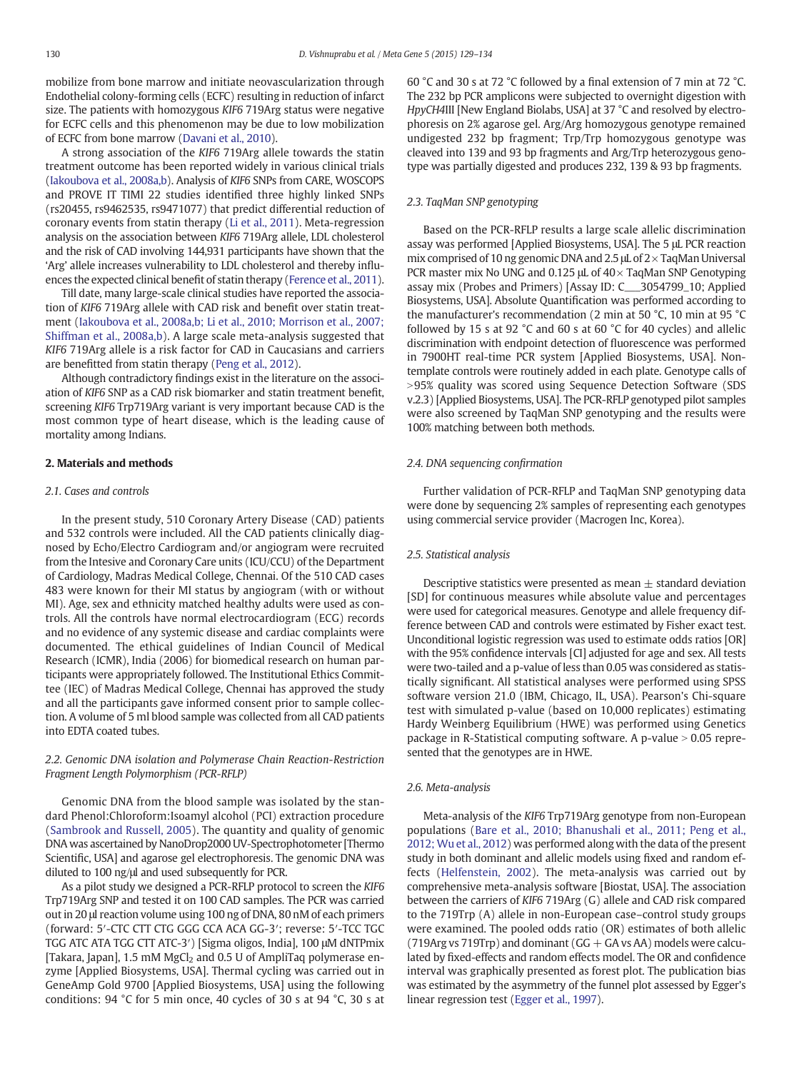mobilize from bone marrow and initiate neovascularization through Endothelial colony-forming cells (ECFC) resulting in reduction of infarct size. The patients with homozygous *KIF6* 719Arg status were negative for ECFC cells and this phenomenon may be due to low mobilization of ECFC from bone marrow (Davani et al., 2010).

A strong association of the *KIF6* 719Arg allele towards the statin treatment outcome has been reported widely in various clinical trials (Iakoubova et al., 2008a,b). Analysis of *KIF6* SNPs from CARE, WOSCOPS and PROVE IT TIMI 22 studies identified three highly linked SNPs (rs20455, rs9462535, rs9471077) that predict differential reduction of coronary events from statin therapy (Li et al., 2011). Meta-regression analysis on the association between *KIF6* 719Arg allele, LDL cholesterol and the risk of CAD involving 144,931 participants have shown that the 'Arg' allele increases vulnerability to LDL cholesterol and thereby influences the expected clinical benefit of statin therapy (Ference et al., 2011).

Till date, many large-scale clinical studies have reported the association of *KIF6* 719Arg allele with CAD risk and benefit over statin treatment (Iakoubova et al., 2008a,b; Li et al., 2010; Morrison et al., 2007; Shiffman et al., 2008a,b). A large scale meta-analysis suggested that *KIF6* 719Arg allele is a risk factor for CAD in Caucasians and carriers are benefitted from statin therapy (Peng et al., 2012).

Although contradictory findings exist in the literature on the association of *KIF6* SNP as a CAD risk biomarker and statin treatment benefit, screening *KIF6* Trp719Arg variant is very important because CAD is the most common type of heart disease, which is the leading cause of mortality among Indians.

## 2. Materials and methods

### 2.1. Cases and controls

In the present study, 510 Coronary Artery Disease (CAD) patients and 532 controls were included. All the CAD patients clinically diagnosed by Echo/Electro Cardiogram and/or angiogram were recruited from the Intesive and Coronary Care units (ICU/CCU) of the Department of Cardiology, Madras Medical College, Chennai. Of the 510 CAD cases 483 were known for their MI status by angiogram (with or without MI). Age, sex and ethnicity matched healthy adults were used as controls. All the controls have normal electrocardiogram (ECG) records and no evidence of any systemic disease and cardiac complaints were documented. The ethical guidelines of Indian Council of Medical Research (ICMR), India (2006) for biomedical research on human participants were appropriately followed. The Institutional Ethics Committee (IEC) of Madras Medical College, Chennai has approved the study and all the participants gave informed consent prior to sample collection. A volume of 5 ml blood sample was collected from all CAD patients into EDTA coated tubes.

### 2.2. Genomic DNA isolation and Polymerase Chain Reaction-Restriction Fragment Length Polymorphism (PCR-RFLP)

Genomic DNA from the blood sample was isolated by the standard Phenol:Chloroform:Isoamyl alcohol (PCI) extraction procedure (Sambrook and Russell, 2005). The quantity and quality of genomic DNA was ascertained by NanoDrop2000 UV-Spectrophotometer [Thermo Scientific, USA] and agarose gel electrophoresis. The genomic DNA was diluted to 100 ng/μl and used subsequently for PCR.

As a pilot study we designed a PCR-RFLP protocol to screen the *KIF6* Trp719Arg SNP and tested it on 100 CAD samples. The PCR was carried out in 20 μl reaction volume using 100 ng of DNA, 80 nM of each primers (forward: 5′-CTC CTT CTG GGG CCA ACA GG-3′; reverse: 5′-TCC TGC TGG ATC ATA TGG CTT ATC-3′) [Sigma oligos, India], 100 μM dNTPmix [Takara, Japan], 1.5 mM $MgCl_2$ and 0.5 U of AmpliTaq polymerase enzyme [Applied Biosystems, USA]. Thermal cycling was carried out in GeneAmp Gold 9700 [Applied Biosystems, USA] using the following conditions: 94 °C for 5 min once, 40 cycles of 30 s at 94 °C, 30 s at 60 °C and 30 s at 72 °C followed by a final extension of 7 min at 72 °C. The 232 bp PCR amplicons were subjected to overnight digestion with *HpyCH4*III [New England Biolabs, USA] at 37 °C and resolved by electrophoresis on 2% agarose gel. Arg/Arg homozygous genotype remained undigested 232 bp fragment; Trp/Trp homozygous genotype was cleaved into 139 and 93 bp fragments and Arg/Trp heterozygous genotype was partially digested and produces 232, 139 & 93 bp fragments.

### 2.3. TaqMan SNP genotyping

Based on the PCR-RFLP results a large scale allelic discrimination assay was performed [Applied Biosystems, USA]. The 5 μL PCR reaction mix comprised of 10 ng genomic DNA and 2.5 μL of 2× TaqMan Universal PCR master mix No UNG and 0.125 μL of 40× TaqMan SNP Genotyping assay mix (Probes and Primers) [Assay ID: C___3054799_10; Applied Biosystems, USA]. Absolute Quantification was performed according to the manufacturer's recommendation (2 min at 50 °C, 10 min at 95 °C followed by 15 s at 92 °C and 60 s at 60 °C for 40 cycles) and allelic discrimination with endpoint detection of fluorescence was performed in 7900HT real-time PCR system [Applied Biosystems, USA]. Non-template controls were routinely added in each plate. Genotype calls of >95% quality was scored using Sequence Detection Software (SDS v.2.3) [Applied Biosystems, USA]. The PCR-RFLP genotyped pilot samples were also screened by TaqMan SNP genotyping and the results were 100% matching between both methods.

### 2.4. DNA sequencing confirmation

Further validation of PCR-RFLP and TaqMan SNP genotyping data were done by sequencing 2% samples of representing each genotypes using commercial service provider (Macrogen Inc, Korea).

### 2.5. Statistical analysis

Descriptive statistics were presented as mean ± standard deviation [SD] for continuous measures while absolute value and percentages were used for categorical measures. Genotype and allele frequency difference between CAD and controls were estimated by Fisher exact test. Unconditional logistic regression was used to estimate odds ratios [OR] with the 95% confidence intervals [CI] adjusted for age and sex. All tests were two-tailed and a p-value of less than 0.05 was considered as statistically significant. All statistical analyses were performed using SPSS software version 21.0 (IBM, Chicago, IL, USA). Pearson's Chi-square test with simulated p-value (based on 10,000 replicates) estimating Hardy Weinberg Equilibrium (HWE) was performed using Genetics package in R-Statistical computing software. A p-value > 0.05 represented that the genotypes are in HWE.

### 2.6. Meta-analysis

Meta-analysis of the *KIF6* Trp719Arg genotype from non-European populations (Bare et al., 2010; Bhanushali et al., 2011; Peng et al., 2012; Wu et al., 2012) was performed along with the data of the present study in both dominant and allelic models using fixed and random effects (Helfenstein, 2002). The meta-analysis was carried out by comprehensive meta-analysis software [Biostat, USA]. The association between the carriers of *KIF6* 719Arg (G) allele and CAD risk compared to the 719Trp (A) allele in non-European case–control study groups were examined. The pooled odds ratio (OR) estimates of both allelic (719Arg vs 719Trp) and dominant (GG + GA vs AA) models were calculated by fixed-effects and random effects model. The OR and confidence interval was graphically presented as forest plot. The publication bias was estimated by the asymmetry of the funnel plot assessed by Egger's linear regression test (Egger et al., 1997).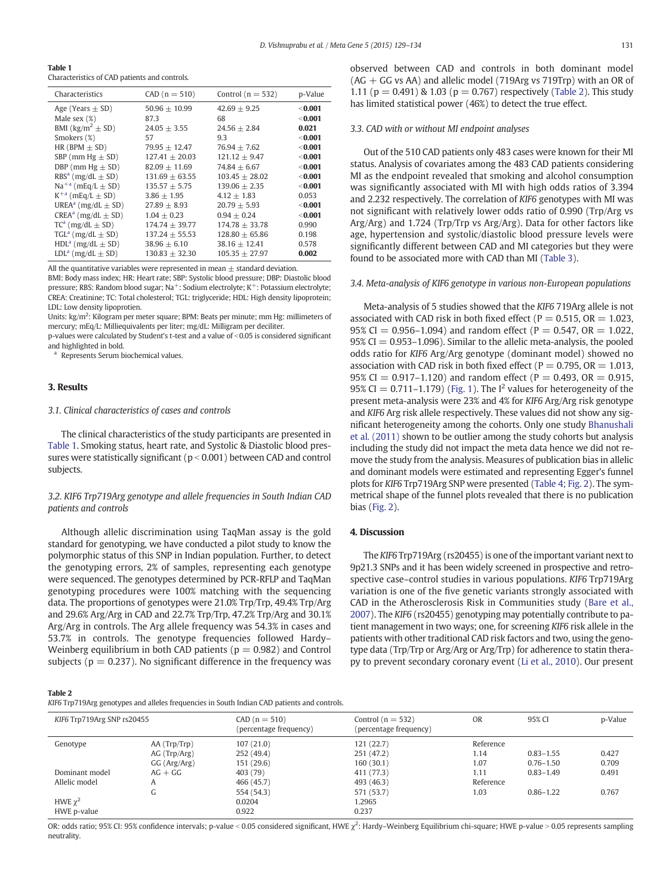**Table 1**
Characteristics of CAD patients and controls.

| Characteristics | CAD (n = 510) | Control (n = 532) | p-Value |
|---|---|---|---|
| Age (Years ± SD) | 50.96 ± 10.99 | 42.69 ± 9.25 | **<0.001** |
| Male sex (%) | 87.3 | 68 | **<0.001** |
| BMI (kg/m[2] ± SD) | 24.05 ± 3.55 | 24.56 ± 2.84 | **0.021** |
| Smokers (%) | 57 | 9.3 | **<0.001** |
| HR (BPM ± SD) | 79.95 ± 12.47 | 76.94 ± 7.62 | **<0.001** |
| SBP (mm Hg ± SD) | 127.41 ± 20.03 | 121.12 ± 9.47 | **<0.001** |
| DBP (mm Hg ± SD) | 82.09 ± 11.69 | 74.84 ± 6.67 | **<0.001** |
| RBS[a] (mg/dL ± SD) | 131.69 ± 63.55 | 103.45 ± 28.02 | **<0.001** |
| $Na^{+}$[a] (mEq/L ± SD) | 135.57 ± 5.75 | 139.06 ± 2.35 | **<0.001** |
| $K^{+}$[a] (mEq/L ± SD) | 3.86 ± 1.95 | 4.12 ± 1.83 | 0.053 |
| UREA[a] (mg/dL ± SD) | 27.89 ± 8.93 | 20.79 ± 5.93 | **<0.001** |
| CREA[a] (mg/dL ± SD) | 1.04 ± 0.23 | 0.94 ± 0.24 | **<0.001** |
| TC[a] (mg/dL ± SD) | 174.74 ± 39.77 | 174.78 ± 33.78 | 0.990 |
| TGL[a] (mg/dL ± SD) | 137.24 ± 55.53 | 128.80 ± 65.86 | 0.198 |
| HDL[a] (mg/dL ± SD) | 38.96 ± 6.10 | 38.16 ± 12.41 | 0.578 |
| LDL[a] (mg/dL ± SD) | 130.83 ± 32.30 | 105.35 ± 27.97 | **0.002** |

All the quantitative variables were represented in mean ± standard deviation.
BMI: Body mass index; HR: Heart rate; SBP: Systolic blood pressure; DBP: Diastolic blood pressure; RBS: Random blood sugar; $Na^{+}$: Sodium electrolyte; $K^{+}$: Potassium electrolyte; CREA: Creatinine; TC: Total cholesterol; TGL: triglyceride; HDL: High density lipoprotein; LDL: Low density lipoprotien.
Units: kg/m$^2$: Kilogram per meter square; BPM: Beats per minute; mm Hg: millimeters of mercury; mEq/L: Milliequivalents per liter; mg/dL: Milligram per deciliter.
p-values were calculated by Student's t-test and a value of <0.05 is considered significant and highlighted in bold.
[a] Represents Serum biochemical values.

## 3. Results

### 3.1. Clinical characteristics of cases and controls

The clinical characteristics of the study participants are presented in Table 1. Smoking status, heart rate, and Systolic & Diastolic blood pressures were statistically significant ($p < 0.001$) between CAD and control subjects.

### 3.2. KIF6 Trp719Arg genotype and allele frequencies in South Indian CAD patients and controls

Although allelic discrimination using TaqMan assay is the gold standard for genotyping, we have conducted a pilot study to know the polymorphic status of this SNP in Indian population. Further, to detect the genotyping errors, 2% of samples, representing each genotype were sequenced. The genotypes determined by PCR-RFLP and TaqMan genotyping procedures were 100% matching with the sequencing data. The proportions of genotypes were 21.0% Trp/Trp, 49.4% Trp/Arg and 29.6% Arg/Arg in CAD and 22.7% Trp/Trp, 47.2% Trp/Arg and 30.1% Arg/Arg in controls. The Arg allele frequency was 54.3% in cases and 53.7% in controls. The genotype frequencies followed Hardy–Weinberg equilibrium in both CAD patients (p = 0.982) and Control subjects (p = 0.237). No significant difference in the frequency was observed between CAD and controls in both dominant model (AG + GG vs AA) and allelic model (719Arg vs 719Trp) with an OR of 1.11 (p = 0.491) & 1.03 (p = 0.767) respectively (Table 2). This study has limited statistical power (46%) to detect the true effect.

### 3.3. CAD with or without MI endpoint analyses

Out of the 510 CAD patients only 483 cases were known for their MI status. Analysis of covariates among the 483 CAD patients considering MI as the endpoint revealed that smoking and alcohol consumption was significantly associated with MI with high odds ratios of 3.394 and 2.232 respectively. The correlation of *KIF6* genotypes with MI was not significant with relatively lower odds ratio of 0.990 (Trp/Arg vs Arg/Arg) and 1.724 (Trp/Trp vs Arg/Arg). Data for other factors like age, hypertension and systolic/diastolic blood pressure levels were significantly different between CAD and MI categories but they were found to be associated more with CAD than MI (Table 3).

### 3.4. Meta-analysis of KIF6 genotype in various non-European populations

Meta-analysis of 5 studies showed that the *KIF6* 719Arg allele is not associated with CAD risk in both fixed effect (P = 0.515, OR = 1.023, 95% CI = 0.956–1.094) and random effect (P = 0.547, OR = 1.022, 95% CI = 0.953–1.096). Similar to the allelic meta-analysis, the pooled odds ratio for *KIF6* Arg/Arg genotype (dominant model) showed no association with CAD risk in both fixed effect (P = 0.795, OR = 1.013, 95% CI = 0.917–1.120) and random effect (P = 0.493, OR = 0.915, 95% CI = 0.711–1.179) (Fig. 1). The $I^2$ values for heterogeneity of the present meta-analysis were 23% and 4% for *KIF6* Arg/Arg risk genotype and *KIF6* Arg risk allele respectively. These values did not show any significant heterogeneity among the cohorts. Only one study Bhanushali et al. (2011) shown to be outlier among the study cohorts but analysis including the study did not impact the meta data hence we did not remove the study from the analysis. Measures of publication bias in allelic and dominant models were estimated and representing Egger's funnel plots for *KIF6* Trp719Arg SNP were presented (Table 4; Fig. 2). The symmetrical shape of the funnel plots revealed that there is no publication bias (Fig. 2).

## 4. Discussion

The *KIF6* Trp719Arg (rs20455) is one of the important variant next to 9p21.3 SNPs and it has been widely screened in prospective and retrospective case–control studies in various populations. *KIF6* Trp719Arg variation is one of the five genetic variants strongly associated with CAD in the Atherosclerosis Risk in Communities study (Bare et al., 2007). The *KIF6* (rs20455) genotyping may potentially contribute to patient management in two ways; one, for screening *KIF6* risk allele in the patients with other traditional CAD risk factors and two, using the genotype data (Trp/Trp or Arg/Arg or Arg/Trp) for adherence to statin therapy to prevent secondary coronary event (Li et al., 2010). Our present

**Table 2**
*KIF6* Trp719Arg genotypes and alleles frequencies in South Indian CAD patients and controls.

| *KIF6* Trp719Arg SNP rs20455 | | CAD (n = 510) (percentage frequency) | Control (n = 532) (percentage frequency) | OR | 95% CI | p-Value |
|---|---|---|---|---|---|---|
| Genotype | AA (Trp/Trp) | 107 (21.0) | 121 (22.7) | Reference | | |
| | AG (Trp/Arg) | 252 (49.4) | 251 (47.2) | 1.14 | 0.83–1.55 | 0.427 |
| | GG (Arg/Arg) | 151 (29.6) | 160 (30.1) | 1.07 | 0.76–1.50 | 0.709 |
| Dominant model | AG + GG | 403 (79) | 411 (77.3) | 1.11 | 0.83–1.49 | 0.491 |
| Allelic model | A | 466 (45.7) | 493 (46.3) | Reference | | |
| | G | 554 (54.3) | 571 (53.7) | 1.03 | 0.86–1.22 | 0.767 |
| HWE $\chi^2$ | | 0.0204 | 1.2965 | | | |
| HWE p-value | | 0.922 | 0.237 | | | |

OR: odds ratio; 95% CI: 95% confidence intervals; p-value < 0.05 considered significant, HWE $\chi^2$: Hardy–Weinberg Equilibrium chi-square; HWE p-value > 0.05 represents sampling neutrality.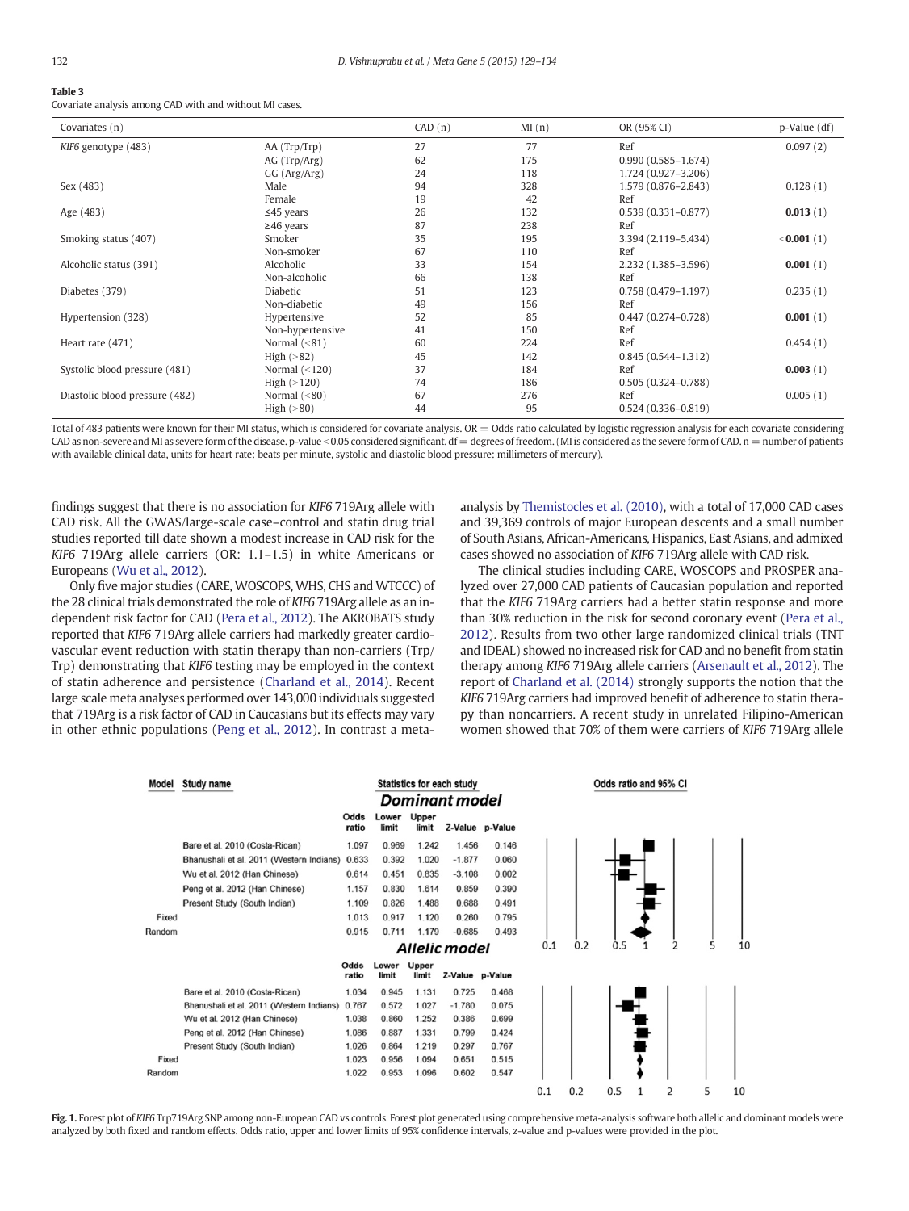**Table 3**
Covariate analysis among CAD with and without MI cases.

| Covariates (n) | | CAD (n) | MI (n) | OR (95% CI) | p-Value (df) |
|---|---|---|---|---|---|
| *KIF6* genotype (483) | AA (Trp/Trp) | 27 | 77 | Ref | 0.097 (2) |
| | AG (Trp/Arg) | 62 | 175 | 0.990 (0.585–1.674) | |
| | GG (Arg/Arg) | 24 | 118 | 1.724 (0.927–3.206) | |
| Sex (483) | Male | 94 | 328 | 1.579 (0.876–2.843) | 0.128 (1) |
| | Female | 19 | 42 | Ref | |
| Age (483) | ≤45 years | 26 | 132 | 0.539 (0.331–0.877) | **0.013** (1) |
| | ≥46 years | 87 | 238 | Ref | |
| Smoking status (407) | Smoker | 35 | 195 | 3.394 (2.119–5.434) | **<0.001** (1) |
| | Non-smoker | 67 | 110 | Ref | |
| Alcoholic status (391) | Alcoholic | 33 | 154 | 2.232 (1.385–3.596) | **0.001** (1) |
| | Non-alcoholic | 66 | 138 | Ref | |
| Diabetes (379) | Diabetic | 51 | 123 | 0.758 (0.479–1.197) | 0.235 (1) |
| | Non-diabetic | 49 | 156 | Ref | |
| Hypertension (328) | Hypertensive | 52 | 85 | 0.447 (0.274–0.728) | **0.001** (1) |
| | Non-hypertensive | 41 | 150 | Ref | |
| Heart rate (471) | Normal (<81) | 60 | 224 | Ref | 0.454 (1) |
| | High (>82) | 45 | 142 | 0.845 (0.544–1.312) | |
| Systolic blood pressure (481) | Normal (<120) | 37 | 184 | Ref | **0.003** (1) |
| | High (>120) | 74 | 186 | 0.505 (0.324–0.788) | |
| Diastolic blood pressure (482) | Normal (<80) | 67 | 276 | Ref | 0.005 (1) |
| | High (>80) | 44 | 95 | 0.524 (0.336–0.819) | |

Total of 483 patients were known for their MI status, which is considered for covariate analysis. OR = Odds ratio calculated by logistic regression analysis for each covariate considering CAD as non-severe and MI as severe form of the disease. p-value < 0.05 considered significant. df = degrees of freedom. (MI is considered as the severe form of CAD. n = number of patients with available clinical data, units for heart rate: beats per minute, systolic and diastolic blood pressure: millimeters of mercury).

findings suggest that there is no association for *KIF6* 719Arg allele with CAD risk. All the GWAS/large-scale case–control and statin drug trial studies reported till date shown a modest increase in CAD risk for the *KIF6* 719Arg allele carriers (OR: 1.1–1.5) in white Americans or Europeans (Wu et al., 2012).

Only five major studies (CARE, WOSCOPS, WHS, CHS and WTCCC) of the 28 clinical trials demonstrated the role of *KIF6* 719Arg allele as an independent risk factor for CAD (Pera et al., 2012). The AKROBATS study reported that *KIF6* 719Arg allele carriers had markedly greater cardiovascular event reduction with statin therapy than non-carriers (Trp/Trp) demonstrating that *KIF6* testing may be employed in the context of statin adherence and persistence (Charland et al., 2014). Recent large scale meta analyses performed over 143,000 individuals suggested that 719Arg is a risk factor of CAD in Caucasians but its effects may vary in other ethnic populations (Peng et al., 2012). In contrast a meta-analysis by Themistocles et al. (2010), with a total of 17,000 CAD cases and 39,369 controls of major European descents and a small number of South Asians, African-Americans, Hispanics, East Asians, and admixed cases showed no association of *KIF6* 719Arg allele with CAD risk.

The clinical studies including CARE, WOSCOPS and PROSPER analyzed over 27,000 CAD patients of Caucasian population and reported that the *KIF6* 719Arg carriers had a better statin response and more than 30% reduction in the risk for second coronary event (Pera et al., 2012). Results from two other large randomized clinical trials (TNT and IDEAL) showed no increased risk for CAD and no benefit from statin therapy among *KIF6* 719Arg allele carriers (Arsenault et al., 2012). The report of Charland et al. (2014) strongly supports the notion that the *KIF6* 719Arg carriers had improved benefit of adherence to statin therapy than noncarriers. A recent study in unrelated Filipino-American women showed that 70% of them were carriers of *KIF6* 719Arg allele

| Model | Study name | Odds ratio | Lower limit | Upper limit | Z-Value | p-Value |
|---|---|---|---|---|---|---|
| **Dominant model** | | | | | | |
| | Bare et al. 2010 (Costa-Rican) | 1.097 | 0.969 | 1.242 | 1.456 | 0.146 |
| | Bhanushali et al. 2011 (Western Indians) | 0.633 | 0.392 | 1.020 | -1.877 | 0.060 |
| | Wu et al. 2012 (Han Chinese) | 0.614 | 0.451 | 0.835 | -3.108 | 0.002 |
| | Peng et al. 2012 (Han Chinese) | 1.157 | 0.830 | 1.614 | 0.859 | 0.390 |
| | Present Study (South Indian) | 1.109 | 0.826 | 1.488 | 0.688 | 0.491 |
| Fixed | | 1.013 | 0.917 | 1.120 | 0.260 | 0.795 |
| Random | | 0.915 | 0.711 | 1.179 | -0.685 | 0.493 |
| **Allelic model** | | | | | | |
| | Bare et al. 2010 (Costa-Rican) | 1.034 | 0.945 | 1.131 | 0.725 | 0.468 |
| | Bhanushali et al. 2011 (Western Indians) | 0.767 | 0.572 | 1.027 | -1.780 | 0.075 |
| | Wu et al. 2012 (Han Chinese) | 1.038 | 0.860 | 1.252 | 0.386 | 0.699 |
| | Peng et al. 2012 (Han Chinese) | 1.086 | 0.887 | 1.331 | 0.799 | 0.424 |
| | Present Study (South Indian) | 1.026 | 0.864 | 1.219 | 0.297 | 0.767 |
| Fixed | | 1.023 | 0.956 | 1.094 | 0.651 | 0.515 |
| Random | | 1.022 | 0.953 | 1.096 | 0.602 | 0.547 |

**Fig. 1.** Forest plot of *KIF6* Trp719Arg SNP among non-European CAD vs controls. Forest plot generated using comprehensive meta-analysis software both allelic and dominant models were analyzed by both fixed and random effects. Odds ratio, upper and lower limits of 95% confidence intervals, z-value and p-values were provided in the plot.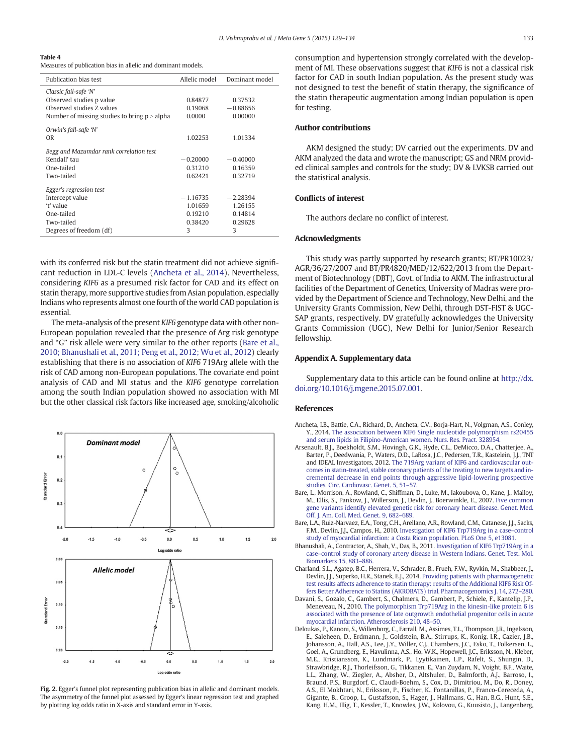**Table 4**
Measures of publication bias in allelic and dominant models.

| Publication bias test | Allelic model | Dominant model |
|---|---|---|
| *Classic fail-safe 'N'* | | |
| Observed studies p value | 0.84877 | 0.37532 |
| Observed studies Z values | 0.19068 | −0.88656 |
| Number of missing studies to bring p > alpha | 0.0000 | 0.00000 |
| *Orwin's fail-safe 'N'* | | |
| OR | 1.02253 | 1.01334 |
| *Begg and Mazumdar rank correlation test* | | |
| Kendall' tau | −0.20000 | −0.40000 |
| One-tailed | 0.31210 | 0.16359 |
| Two-tailed | 0.62421 | 0.32719 |
| *Egger's regression test* | | |
| Intercept value | −1.16735 | −2.28394 |
| 't' value | 1.01659 | 1.26155 |
| One-tailed | 0.19210 | 0.14814 |
| Two-tailed | 0.38420 | 0.29628 |
| Degrees of freedom (df) | 3 | 3 |

with its conferred risk but the statin treatment did not achieve significant reduction in LDL-C levels (Ancheta et al., 2014). Nevertheless, considering *KIF6* as a presumed risk factor for CAD and its effect on statin therapy, more supportive studies from Asian population, especially Indians who represents almost one fourth of the world CAD population is essential.

The meta-analysis of the present *KIF6* genotype data with other non-European population revealed that the presence of Arg risk genotype and "G" risk allele were very similar to the other reports (Bare et al., 2010; Bhanushali et al., 2011; Peng et al., 2012; Wu et al., 2012) clearly establishing that there is no association of *KIF6* 719Arg allele with the risk of CAD among non-European populations. The covariate end point analysis of CAD and MI status and the *KIF6* genotype correlation among the south Indian population showed no association with MI but the other classical risk factors like increased age, smoking/alcoholic consumption and hypertension strongly correlated with the development of MI. These observations suggest that *KIF6* is not a classical risk factor for CAD in south Indian population. As the present study was not designed to test the benefit of statin therapy, the significance of the statin therapeutic augmentation among Indian population is open for testing.

**Fig. 2.** Egger's funnel plot representing publication bias in allelic and dominant models. The asymmetry of the funnel plot assessed by Egger's linear regression test and graphed by plotting log odds ratio in X-axis and standard error in Y-axis.

## Author contributions

AKM designed the study; DV carried out the experiments. DV and AKM analyzed the data and wrote the manuscript; GS and NRM provided clinical samples and controls for the study; DV & LVKSB carried out the statistical analysis.

## Conflicts of interest

The authors declare no conflict of interest.

## Acknowledgments

This study was partly supported by research grants; BT/PR10023/AGR/36/27/2007 and BT/PR4820/MED/12/622/2013 from the Department of Biotechnology (DBT), Govt. of India to AKM. The infrastructural facilities of the Department of Genetics, University of Madras were provided by the Department of Science and Technology, New Delhi, and the University Grants Commission, New Delhi, through DST-FIST & UGC-SAP grants, respectively. DV gratefully acknowledges the University Grants Commission (UGC), New Delhi for Junior/Senior Research fellowship.

## Appendix A. Supplementary data

Supplementary data to this article can be found online at http://dx.doi.org/10.1016/j.mgene.2015.07.001.

## References

Ancheta, I.B., Battie, C.A., Richard, D., Ancheta, C.V., Borja-Hart, N., Volgman, A.S., Conley, Y., 2014. The association between KIF6 Single nucleotide polymorphism rs20455 and serum lipids in Filipino-American women. Nurs. Res. Pract. 328954.

Arsenault, B.J., Boekholdt, S.M., Hovingh, G.K., Hyde, C.L., DeMicco, D.A., Chatterjee, A., Barter, P., Deedwania, P., Waters, D.D., LaRosa, J.C., Pedersen, T.R., Kastelein, J.J., TNT and IDEAL Investigators, 2012. The 719Arg variant of KIF6 and cardiovascular outcomes in statin-treated, stable coronary patients of the treating to new targets and incremental decrease in end points through aggressive lipid-lowering prospective studies. Circ. Cardiovasc. Genet. 5, 51–57.

Bare, L., Morrison, A., Rowland, C., Shiffman, D., Luke, M., Iakoubova, O., Kane, J., Malloy, M., Ellis, S., Pankow, J., Willerson, J., Devlin, J., Boerwinkle, E., 2007. Five common gene variants identify elevated genetic risk for coronary heart disease. Genet. Med. Off. J. Am. Coll. Med. Genet. 9, 682–689.

Bare, L.A., Ruiz-Narvaez, E.A., Tong, C.H., Arellano, A.R., Rowland, C.M., Catanese, J.J., Sacks, F.M., Devlin, J.J., Campos, H., 2010. Investigation of KIF6 Trp719Arg in a case–control study of myocardial infarction: a Costa Rican population. PLoS One 5, e13081.

Bhanushali, A., Contractor, A., Shah, V., Das, B., 2011. Investigation of KIF6 Trp719Arg in a case–control study of coronary artery disease in Western Indians. Genet. Test. Mol. Biomarkers 15, 883–886.

Charland, S.L., Agatep, B.C., Herrera, V., Schrader, B., Frueh, F.W., Ryvkin, M., Shabbeer, J., Devlin, J.J., Superko, H.R., Stanek, E.J., 2014. Providing patients with pharmacogenetic test results affects adherence to statin therapy: results of the Additional KIF6 Risk Offers Better Adherence to Statins (AKROBATS) trial. Pharmacogenomics J. 14, 272–280.

Davani, S., Gozalo, C., Gambert, S., Chalmers, D., Gambert, P., Schiele, F., Kantelip, J.P., Meneveau, N., 2010. The polymorphism Trp719Arg in the kinesin-like protein 6 is associated with the presence of late outgrowth endothelial progenitor cells in acute myocardial infarction. Atherosclerosis 210, 48–50.

Deloukas, P., Kanoni, S., Willenborg, C., Farrall, M., Assimes, T.L., Thompson, J.R., Ingelsson, E., Saleheen, D., Erdmann, J., Goldstein, B.A., Stirrups, K., Konig, I.R., Cazier, J.B., Johansson, A., Hall, A.S., Lee, J.Y., Willer, C.J., Chambers, J.C., Esko, T., Folkersen, L., Goel, A., Grundberg, E., Havulinna, A.S., Ho, W.K., Hopewell, J.C., Eriksson, N., Kleber, M.E., Kristiansson, K., Lundmark, P., Lyytikainen, L.P., Rafelt, S., Shungin, D., Strawbridge, R.J., Thorleifsson, G., Tikkanen, E., Van Zuydam, N., Voight, B.F., Waite, L.L., Zhang, W., Ziegler, A., Absher, D., Altshuler, D., Balmforth, A.J., Barroso, I., Braund, P.S., Burgdorf, C., Claudi-Boehm, S., Cox, D., Dimitriou, M., Do, R., Doney, A.S., El Mokhtari, N., Eriksson, P., Fischer, K., Fontanillas, P., Franco-Cereceda, A., Gigante, B., Groop, L., Gustafsson, S., Hager, J., Hallmans, G., Han, B.G., Hunt, S.E., Kang, H.M., Illig, T., Kessler, T., Knowles, J.W., Kolovou, G., Kuusisto, J., Langenberg,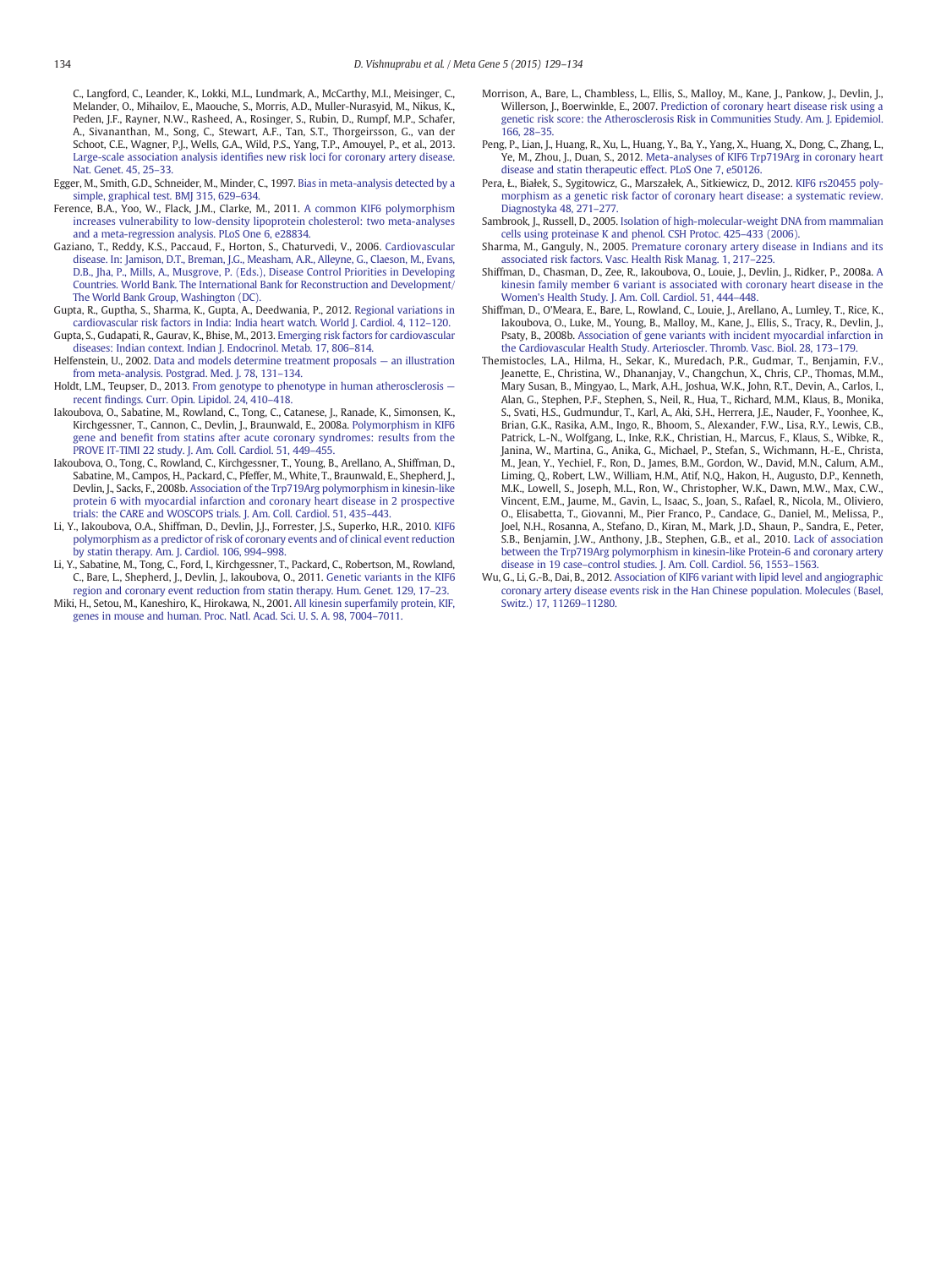C., Langford, C., Leander, K., Lokki, M.L., Lundmark, A., McCarthy, M.I., Meisinger, C., Melander, O., Mihailov, E., Maouche, S., Morris, A.D., Muller-Nurasyid, M., Nikus, K., Peden, J.F., Rayner, N.W., Rasheed, A., Rosinger, S., Rubin, D., Rumpf, M.P., Schafer, A., Sivananthan, M., Song, C., Stewart, A.F., Tan, S.T., Thorgeirsson, G., van der Schoot, C.E., Wagner, P.J., Wells, G.A., Wild, P.S., Yang, T.P., Amouyel, P., et al., 2013. Large-scale association analysis identifies new risk loci for coronary artery disease. Nat. Genet. 45, 25–33.

Egger, M., Smith, G.D., Schneider, M., Minder, C., 1997. Bias in meta-analysis detected by a simple, graphical test. BMJ 315, 629–634.

Ference, B.A., Yoo, W., Flack, J.M., Clarke, M., 2011. A common KIF6 polymorphism increases vulnerability to low-density lipoprotein cholesterol: two meta-analyses and a meta-regression analysis. PLoS One 6, e28834.

Gaziano, T., Reddy, K.S., Paccaud, F., Horton, S., Chaturvedi, V., 2006. Cardiovascular disease. In: Jamison, D.T., Breman, J.G., Measham, A.R., Alleyne, G., Claeson, M., Evans, D.B., Jha, P., Mills, A., Musgrove, P. (Eds.), Disease Control Priorities in Developing Countries. World Bank. The International Bank for Reconstruction and Development/The World Bank Group, Washington (DC).

Gupta, R., Guptha, S., Sharma, K., Gupta, A., Deedwania, P., 2012. Regional variations in cardiovascular risk factors in India: India heart watch. World J. Cardiol. 4, 112–120.

Gupta, S., Gudapati, R., Gaurav, K., Bhise, M., 2013. Emerging risk factors for cardiovascular diseases: Indian context. Indian J. Endocrinol. Metab. 17, 806–814.

Helfenstein, U., 2002. Data and models determine treatment proposals — an illustration from meta-analysis. Postgrad. Med. J. 78, 131–134.

Holdt, L.M., Teupser, D., 2013. From genotype to phenotype in human atherosclerosis — recent findings. Curr. Opin. Lipidol. 24, 410–418.

Iakoubova, O., Sabatine, M., Rowland, C., Tong, C., Catanese, J., Ranade, K., Simonsen, K., Kirchgessner, T., Cannon, C., Devlin, J., Braunwald, E., 2008a. Polymorphism in KIF6 gene and benefit from statins after acute coronary syndromes: results from the PROVE IT-TIMI 22 study. J. Am. Coll. Cardiol. 51, 449–455.

Iakoubova, O., Tong, C., Rowland, C., Kirchgessner, T., Young, B., Arellano, A., Shiffman, D., Sabatine, M., Campos, H., Packard, C., Pfeffer, M., White, T., Braunwald, E., Shepherd, J., Devlin, J., Sacks, F., 2008b. Association of the Trp719Arg polymorphism in kinesin-like protein 6 with myocardial infarction and coronary heart disease in 2 prospective trials: the CARE and WOSCOPS trials. J. Am. Coll. Cardiol. 51, 435–443.

Li, Y., Iakoubova, O.A., Shiffman, D., Devlin, J.J., Forrester, J.S., Superko, H.R., 2010. KIF6 polymorphism as a predictor of risk of coronary events and of clinical event reduction by statin therapy. Am. J. Cardiol. 106, 994–998.

Li, Y., Sabatine, M., Tong, C., Ford, I., Kirchgessner, T., Packard, C., Robertson, M., Rowland, C., Bare, L., Shepherd, J., Devlin, J., Iakoubova, O., 2011. Genetic variants in the KIF6 region and coronary event reduction from statin therapy. Hum. Genet. 129, 17–23.

Miki, H., Setou, M., Kaneshiro, K., Hirokawa, N., 2001. All kinesin superfamily protein, KIF, genes in mouse and human. Proc. Natl. Acad. Sci. U. S. A. 98, 7004–7011.

Morrison, A., Bare, L., Chambless, L., Ellis, S., Malloy, M., Kane, J., Pankow, J., Devlin, J., Willerson, J., Boerwinkle, E., 2007. Prediction of coronary heart disease risk using a genetic risk score: the Atherosclerosis Risk in Communities Study. Am. J. Epidemiol. 166, 28–35.

Peng, P., Lian, J., Huang, R., Xu, L., Huang, Y., Ba, Y., Yang, X., Huang, X., Dong, C., Zhang, L., Ye, M., Zhou, J., Duan, S., 2012. Meta-analyses of KIF6 Trp719Arg in coronary heart disease and statin therapeutic effect. PLoS One 7, e50126.

Pera, Ł., Białek, S., Sygitowicz, G., Marszałek, A., Sitkiewicz, D., 2012. KIF6 rs20455 polymorphism as a genetic risk factor of coronary heart disease: a systematic review. Diagnostyka 48, 271–277.

Sambrook, J., Russell, D., 2005. Isolation of high-molecular-weight DNA from mammalian cells using proteinase K and phenol. CSH Protoc. 425–433 (2006).

Sharma, M., Ganguly, N., 2005. Premature coronary artery disease in Indians and its associated risk factors. Vasc. Health Risk Manag. 1, 217–225.

Shiffman, D., Chasman, D., Zee, R., Iakoubova, O., Louie, J., Devlin, J., Ridker, P., 2008a. A kinesin family member 6 variant is associated with coronary heart disease in the Women's Health Study. J. Am. Coll. Cardiol. 51, 444–448.

Shiffman, D., O'Meara, E., Bare, L., Rowland, C., Louie, J., Arellano, A., Lumley, T., Rice, K., Iakoubova, O., Luke, M., Young, B., Malloy, M., Kane, J., Ellis, S., Tracy, R., Devlin, J., Psaty, B., 2008b. Association of gene variants with incident myocardial infarction in the Cardiovascular Health Study. Arterioscler. Thromb. Vasc. Biol. 28, 173–179.

Themistocles, L.A., Hilma, H., Sekar, K., Muredach, P.R., Gudmar, T., Benjamin, F.V., Jeanette, E., Christina, W., Dhananjay, V., Changchun, X., Chris, C.P., Thomas, M.M., Mary Susan, B., Mingyao, L., Mark, A.H., Joshua, W.K., John, R.T., Devin, A., Carlos, I., Alan, G., Stephen, P.F., Stephen, S., Neil, R., Hua, T., Richard, M.M., Klaus, B., Monika, S., Svati, H.S., Gudmundur, T., Karl, A., Aki, S.H., Herrera, J.E., Nauder, F., Yoonhee, K., Brian, G.K., Rasika, A.M., Ingo, R., Bhoom, S., Alexander, F.W., Lisa, R.Y., Lewis, C.B., Patrick, L.-N., Wolfgang, L., Inke, R.K., Christian, H., Marcus, F., Klaus, S., Wibke, R., Janina, W., Martina, G., Anika, G., Michael, P., Stefan, S., Wichmann, H.-E., Christa, M., Jean, Y., Yechiel, F., Ron, D., James, B.M., Gordon, W., David, M.N., Calum, A.M., Liming, Q., Robert, L.W., William, H.M., Atif, N.Q., Hakon, H., Augusto, D.P., Kenneth, M.K., Lowell, S., Joseph, M.L., Ron, W., Christopher, W.K., Dawn, M.W., Max, C.W., Vincent, E.M., Jaume, M., Gavin, L., Isaac, S., Joan, S., Rafael, R., Nicola, M., Oliviero, O., Elisabetta, T., Giovanni, M., Pier Franco, P., Candace, G., Daniel, M., Melissa, P., Joel, N.H., Rosanna, A., Stefano, D., Kiran, M., Mark, J.D., Shaun, P., Sandra, E., Peter, S.B., Benjamin, J.W., Anthony, J.B., Stephen, G.B., et al., 2010. Lack of association between the Trp719Arg polymorphism in kinesin-like Protein-6 and coronary artery disease in 19 case–control studies. J. Am. Coll. Cardiol. 56, 1553–1563.

Wu, G., Li, G.-B., Dai, B., 2012. Association of KIF6 variant with lipid level and angiographic coronary artery disease events risk in the Han Chinese population. Molecules (Basel, Switz.) 17, 11269–11280.